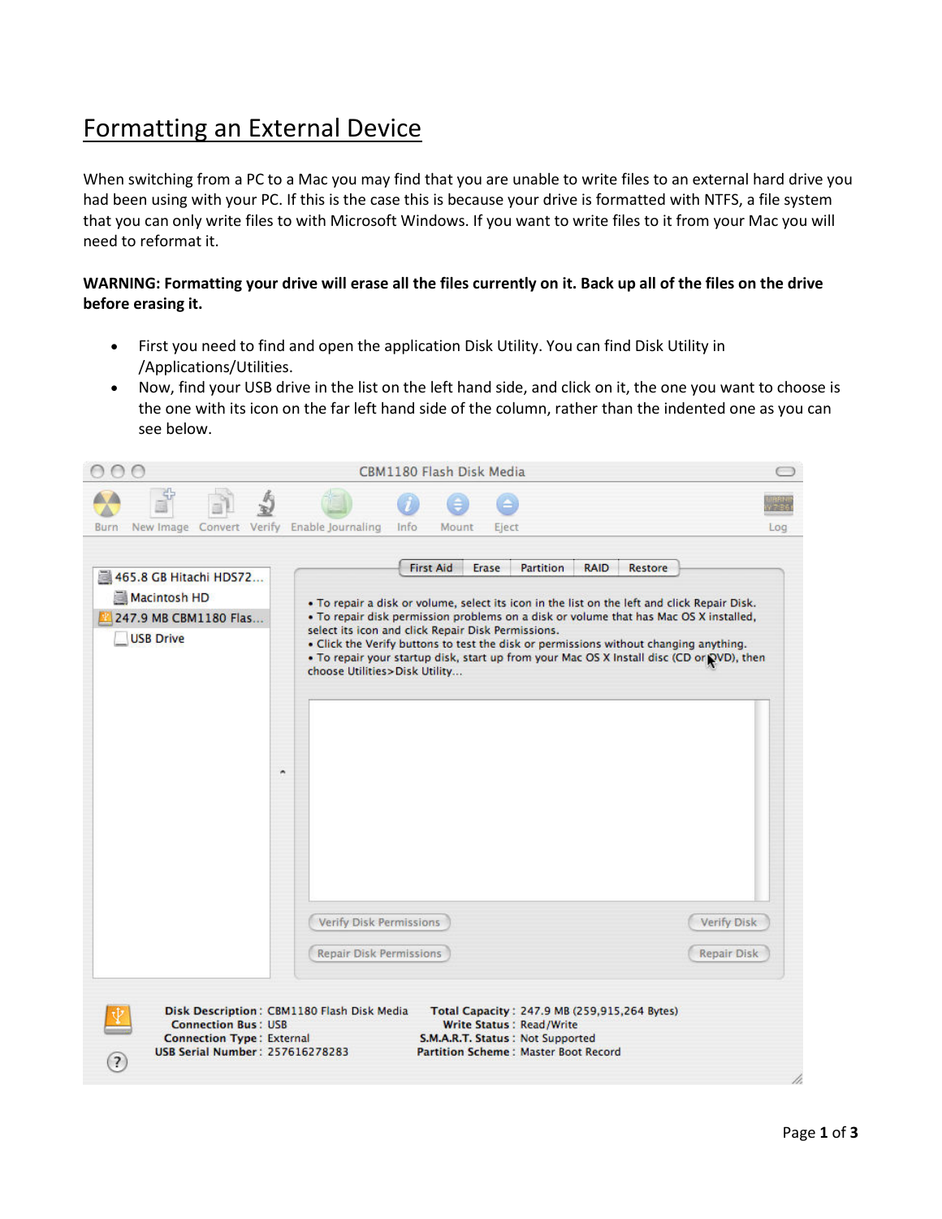# Formatting an External Device

When switching from a PC to a Mac you may find that you are unable to write files to an external hard drive you had been using with your PC. If this is the case this is because your drive is formatted with NTFS, a file system that you can only write files to with Microsoft Windows. If you want to write files to it from your Mac you will need to reformat it.

**WARNING: Formatting your drive will erase all the files currently on it. Back up all of the files on the drive before erasing it.**

- First you need to find and open the application Disk Utility. You can find Disk Utility in /Applications/Utilities.
- Now, find your USB drive in the list on the left hand side, and click on it, the one you want to choose is the one with its icon on the far left hand side of the column, rather than the indented one as you can see below.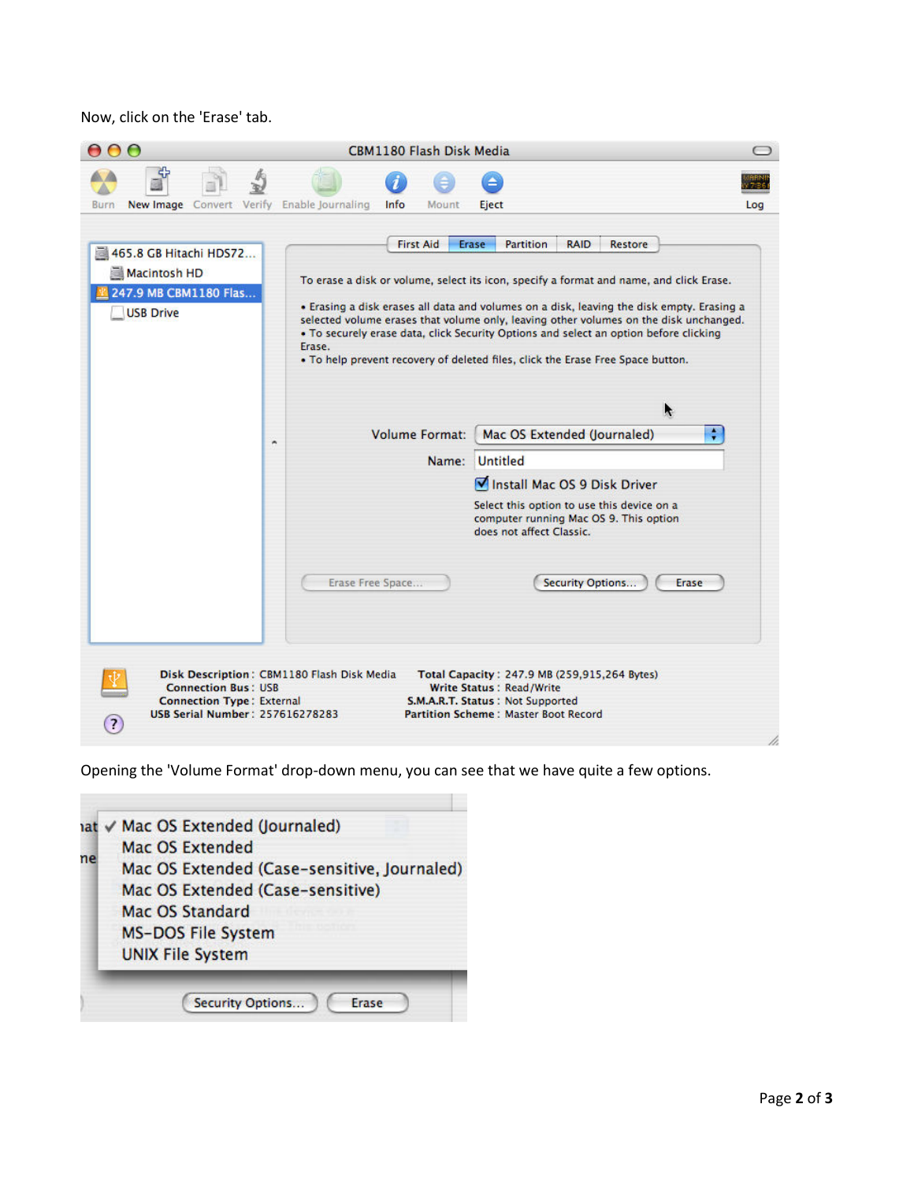Now, click on the 'Erase' tab.

Opening the 'Volume Format' drop-down menu, you can see that we have quite a few options.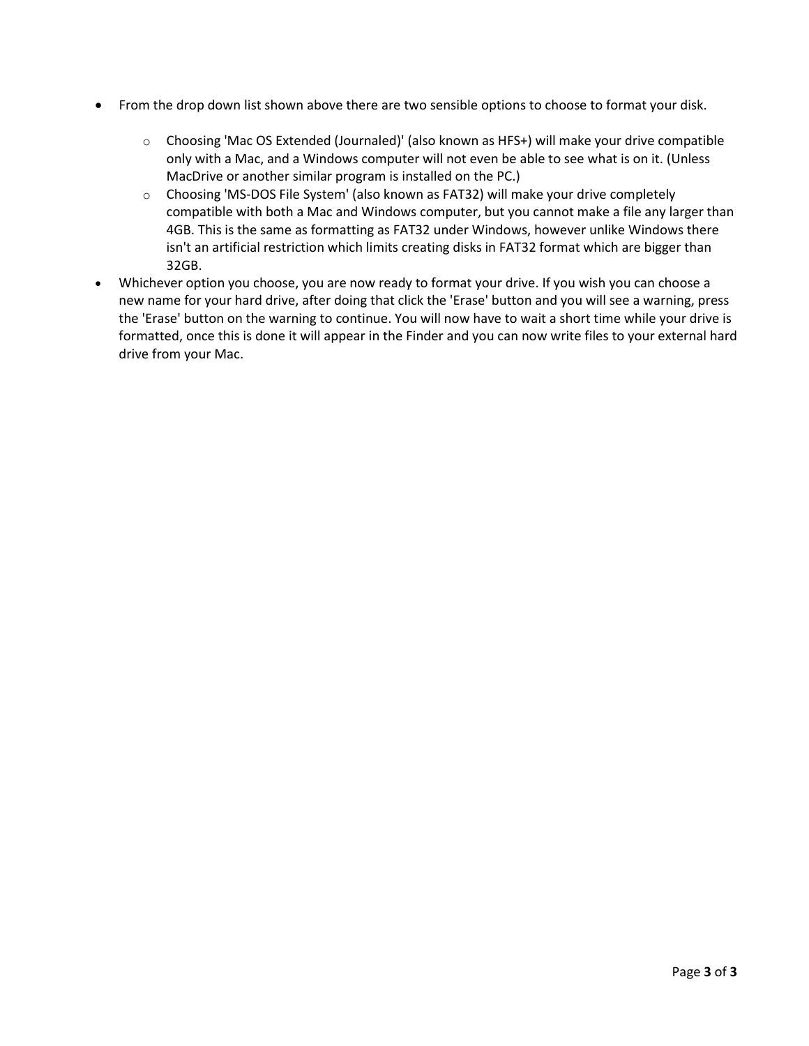- From the drop down list shown above there are two sensible options to choose to format your disk.
    - Choosing 'Mac OS Extended (Journaled)' (also known as HFS+) will make your drive compatible only with a Mac, and a Windows computer will not even be able to see what is on it. (Unless MacDrive or another similar program is installed on the PC.)
    - Choosing 'MS-DOS File System' (also known as FAT32) will make your drive completely compatible with both a Mac and Windows computer, but you cannot make a file any larger than 4GB. This is the same as formatting as FAT32 under Windows, however unlike Windows there isn't an artificial restriction which limits creating disks in FAT32 format which are bigger than 32GB.
- Whichever option you choose, you are now ready to format your drive. If you wish you can choose a new name for your hard drive, after doing that click the 'Erase' button and you will see a warning, press the 'Erase' button on the warning to continue. You will now have to wait a short time while your drive is formatted, once this is done it will appear in the Finder and you can now write files to your external hard drive from your Mac.